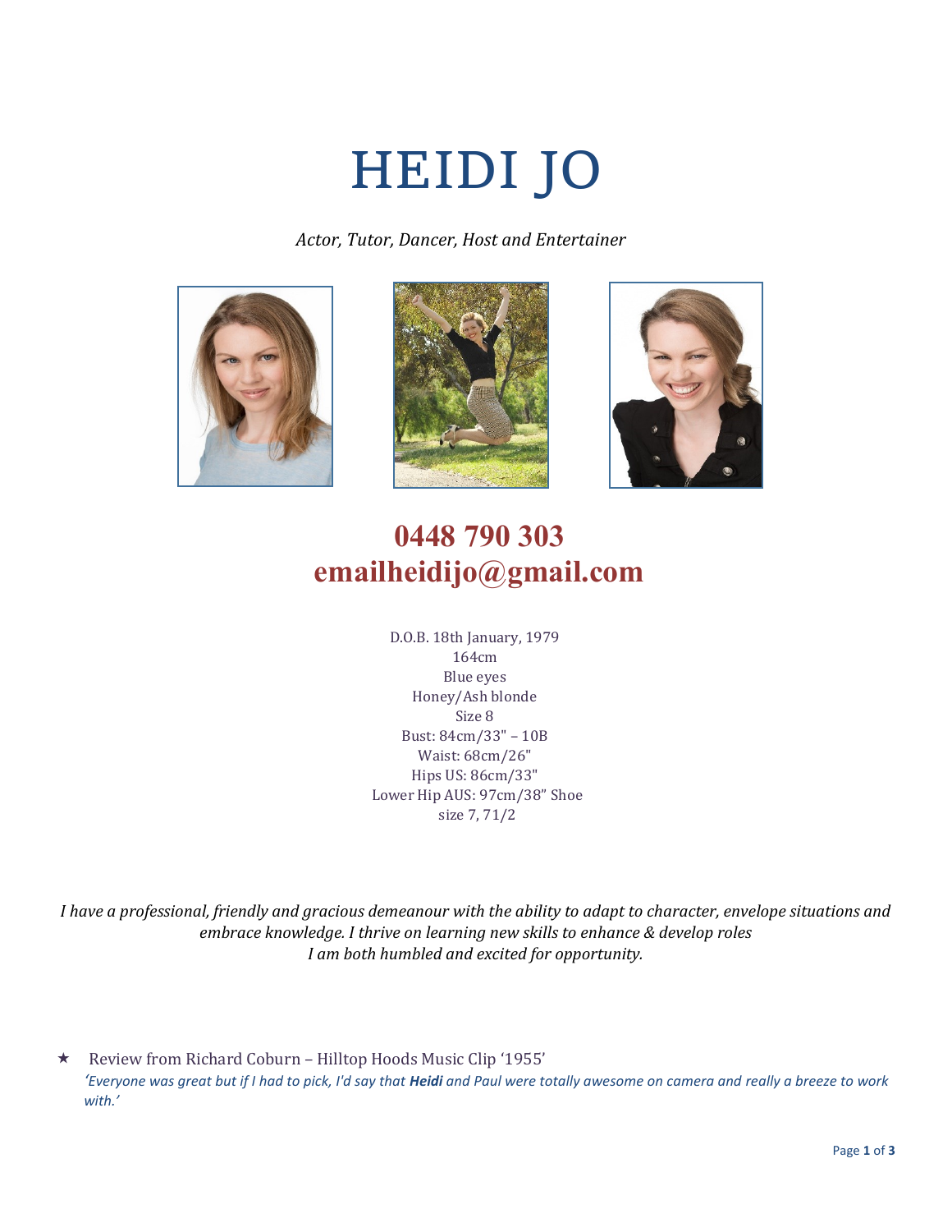# HEIDI JO

*Actor, Tutor, Dancer, Host and Entertainer*

**0448 790 303**
**emailheidijo@gmail.com**

D.O.B. 18th January, 1979
164cm
Blue eyes
Honey/Ash blonde
Size 8
Bust: 84cm/33" – 10B
Waist: 68cm/26"
Hips US: 86cm/33"
Lower Hip AUS: 97cm/38" Shoe size 7, 71/2

*I have a professional, friendly and gracious demeanour with the ability to adapt to character, envelope situations and embrace knowledge. I thrive on learning new skills to enhance & develop roles*
*I am both humbled and excited for opportunity.*

★ Review from Richard Coburn – Hilltop Hoods Music Clip '1955'
*'Everyone was great but if I had to pick, I'd say that **Heidi** and Paul were totally awesome on camera and really a breeze to work with.'*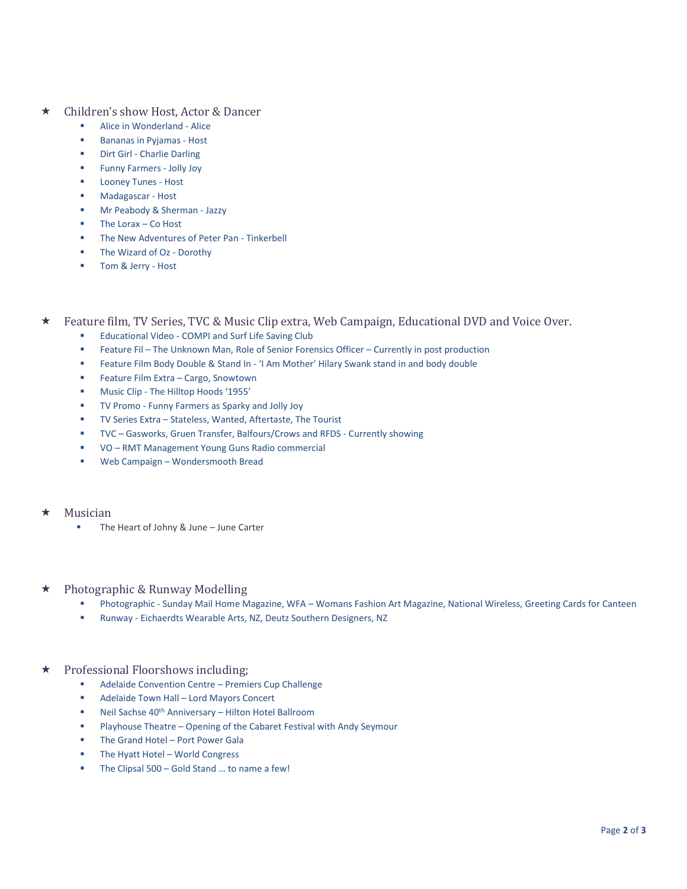- ★ Children's show Host, Actor & Dancer
  - Alice in Wonderland - Alice
  - Bananas in Pyjamas - Host
  - Dirt Girl - Charlie Darling
  - Funny Farmers - Jolly Joy
  - Looney Tunes - Host
  - Madagascar - Host
  - Mr Peabody & Sherman - Jazzy
  - The Lorax – Co Host
  - The New Adventures of Peter Pan - Tinkerbell
  - The Wizard of Oz - Dorothy
  - Tom & Jerry - Host

- ★ Feature film, TV Series, TVC & Music Clip extra, Web Campaign, Educational DVD and Voice Over.
  - Educational Video - COMPI and Surf Life Saving Club
  - Feature Fil – The Unknown Man, Role of Senior Forensics Officer – Currently in post production
  - Feature Film Body Double & Stand In - 'I Am Mother' Hilary Swank stand in and body double
  - Feature Film Extra – Cargo, Snowtown
  - Music Clip - The Hilltop Hoods '1955'
  - TV Promo - Funny Farmers as Sparky and Jolly Joy
  - TV Series Extra – Stateless, Wanted, Aftertaste, The Tourist
  - TVC – Gasworks, Gruen Transfer, Balfours/Crows and RFDS - Currently showing
  - VO – RMT Management Young Guns Radio commercial
  - Web Campaign – Wondersmooth Bread

- ★ Musician
  - The Heart of Johny & June – June Carter

- ★ Photographic & Runway Modelling
  - Photographic - Sunday Mail Home Magazine, WFA – Womans Fashion Art Magazine, National Wireless, Greeting Cards for Canteen
  - Runway - Eichaerdts Wearable Arts, NZ, Deutz Southern Designers, NZ

- ★ Professional Floorshows including;
  - Adelaide Convention Centre – Premiers Cup Challenge
  - Adelaide Town Hall – Lord Mayors Concert
  - Neil Sachse 40th Anniversary – Hilton Hotel Ballroom
  - Playhouse Theatre – Opening of the Cabaret Festival with Andy Seymour
  - The Grand Hotel – Port Power Gala
  - The Hyatt Hotel – World Congress
  - The Clipsal 500 – Gold Stand … to name a few!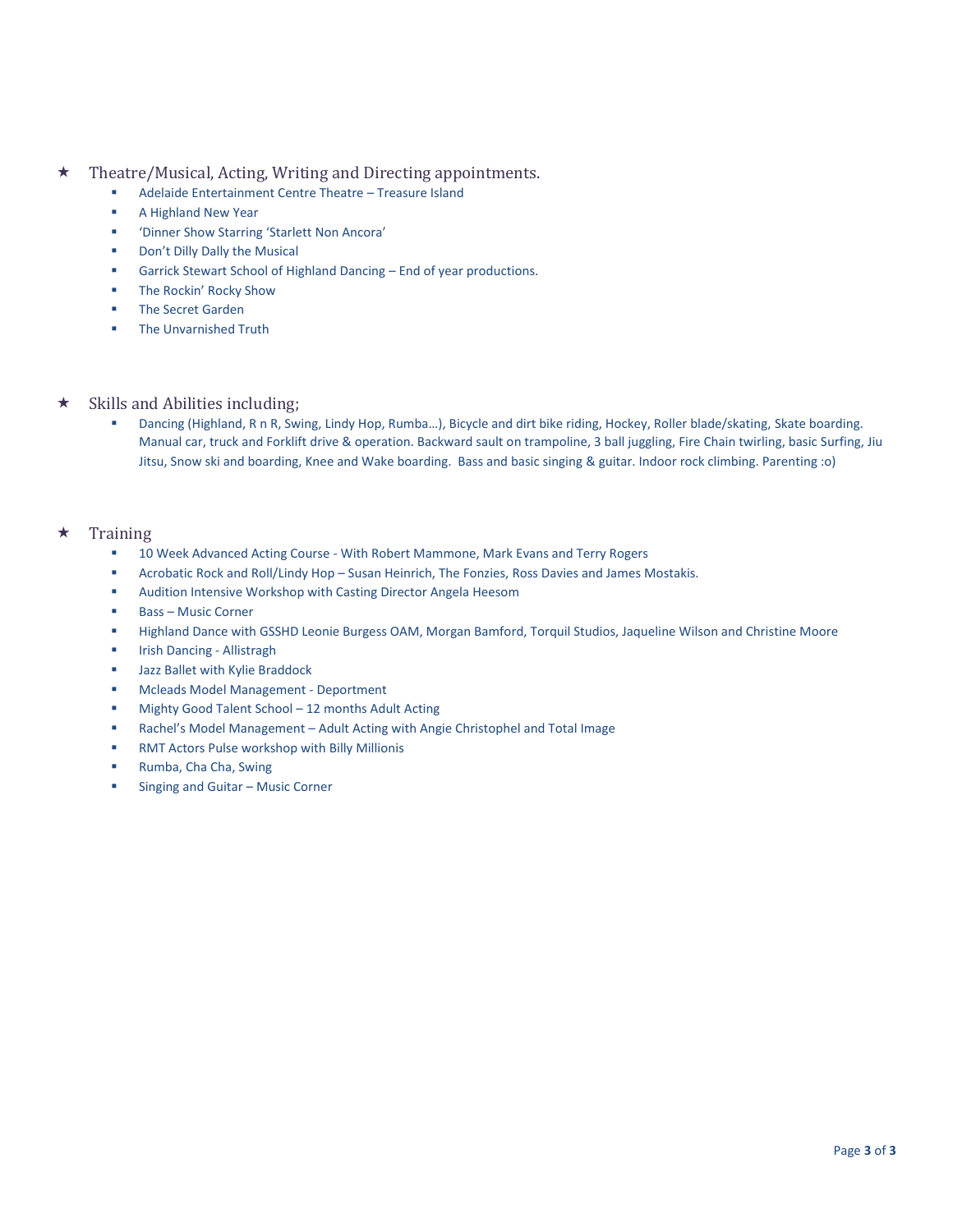## Theatre/Musical, Acting, Writing and Directing appointments.

- Adelaide Entertainment Centre Theatre – Treasure Island
- A Highland New Year
- 'Dinner Show Starring 'Starlett Non Ancora'
- Don't Dilly Dally the Musical
- Garrick Stewart School of Highland Dancing – End of year productions.
- The Rockin' Rocky Show
- The Secret Garden
- The Unvarnished Truth

## Skills and Abilities including;

- Dancing (Highland, R n R, Swing, Lindy Hop, Rumba…), Bicycle and dirt bike riding, Hockey, Roller blade/skating, Skate boarding. Manual car, truck and Forklift drive & operation. Backward sault on trampoline, 3 ball juggling, Fire Chain twirling, basic Surfing, Jiu Jitsu, Snow ski and boarding, Knee and Wake boarding. Bass and basic singing & guitar. Indoor rock climbing. Parenting :o)

## Training

- 10 Week Advanced Acting Course - With Robert Mammone, Mark Evans and Terry Rogers
- Acrobatic Rock and Roll/Lindy Hop – Susan Heinrich, The Fonzies, Ross Davies and James Mostakis.
- Audition Intensive Workshop with Casting Director Angela Heesom
- Bass – Music Corner
- Highland Dance with GSSHD Leonie Burgess OAM, Morgan Bamford, Torquil Studios, Jaqueline Wilson and Christine Moore
- Irish Dancing - Allistragh
- Jazz Ballet with Kylie Braddock
- Mcleads Model Management - Deportment
- Mighty Good Talent School – 12 months Adult Acting
- Rachel's Model Management – Adult Acting with Angie Christophel and Total Image
- RMT Actors Pulse workshop with Billy Millionis
- Rumba, Cha Cha, Swing
- Singing and Guitar – Music Corner